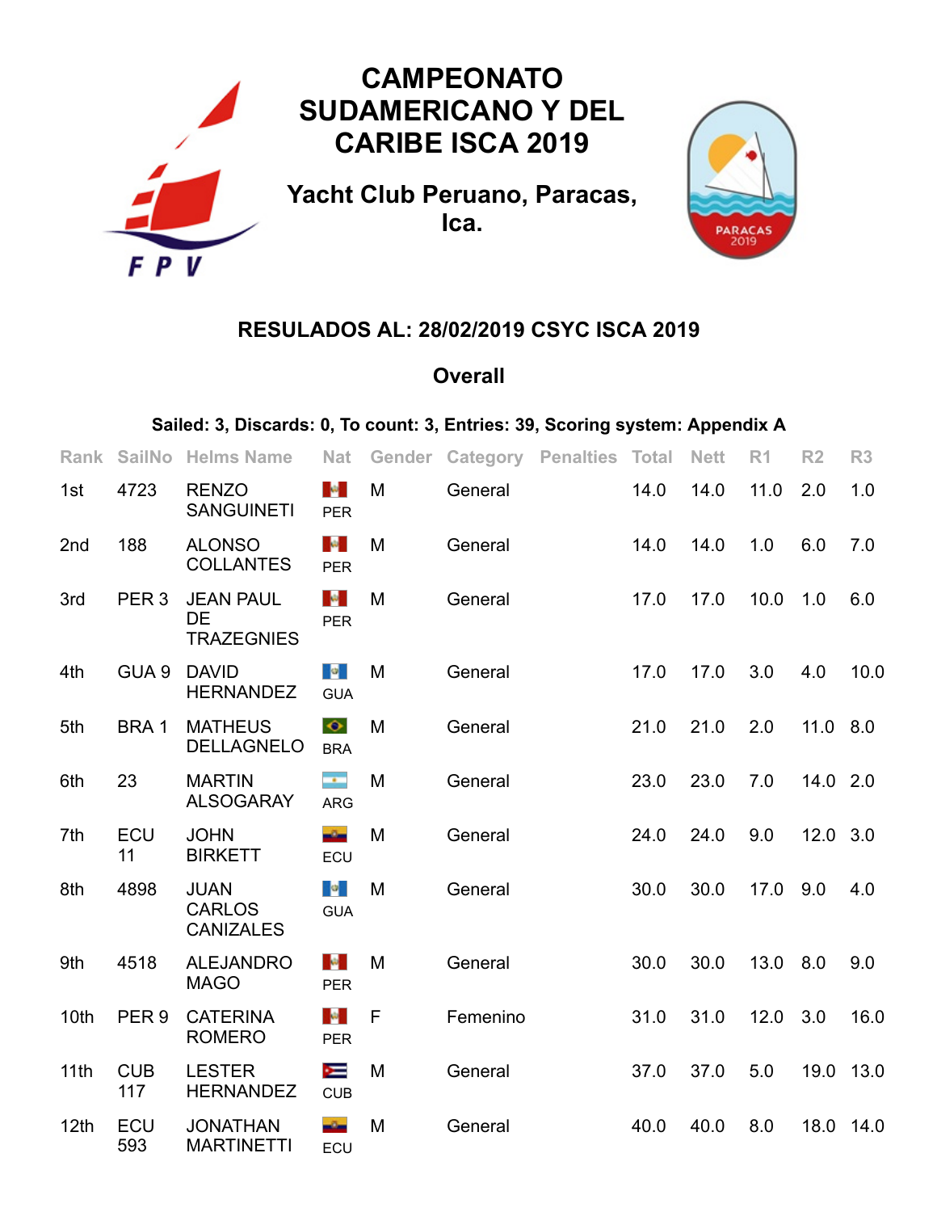# CAMPEONATO SUDAMERICANO Y DEL CARIBE ISCA 2019

## Yacht Club Peruano, Paracas, Ica.

### RESULADOS AL: 28/02/2019 CSYC ISCA 2019

### Overall

**Sailed: 3, Discards: 0, To count: 3, Entries: 39, Scoring system: Appendix A**

| Rank | SailNo | Helms Name | Nat | Gender | Category | Penalties | Total | Nett | R1 | R2 | R3 |
|---|---|---|---|---|---|---|---|---|---|---|---|
| 1st | 4723 | RENZO SANGUINETI | PER | M | General | | 14.0 | 14.0 | 11.0 | 2.0 | 1.0 |
| 2nd | 188 | ALONSO COLLANTES | PER | M | General | | 14.0 | 14.0 | 1.0 | 6.0 | 7.0 |
| 3rd | PER 3 | JEAN PAUL DE TRAZEGNIES | PER | M | General | | 17.0 | 17.0 | 10.0 | 1.0 | 6.0 |
| 4th | GUA 9 | DAVID HERNANDEZ | GUA | M | General | | 17.0 | 17.0 | 3.0 | 4.0 | 10.0 |
| 5th | BRA 1 | MATHEUS DELLAGNELO | BRA | M | General | | 21.0 | 21.0 | 2.0 | 11.0 | 8.0 |
| 6th | 23 | MARTIN ALSOGARAY | ARG | M | General | | 23.0 | 23.0 | 7.0 | 14.0 | 2.0 |
| 7th | ECU 11 | JOHN BIRKETT | ECU | M | General | | 24.0 | 24.0 | 9.0 | 12.0 | 3.0 |
| 8th | 4898 | JUAN CARLOS CANIZALES | GUA | M | General | | 30.0 | 30.0 | 17.0 | 9.0 | 4.0 |
| 9th | 4518 | ALEJANDRO MAGO | PER | M | General | | 30.0 | 30.0 | 13.0 | 8.0 | 9.0 |
| 10th | PER 9 | CATERINA ROMERO | PER | F | Femenino | | 31.0 | 31.0 | 12.0 | 3.0 | 16.0 |
| 11th | CUB 117 | LESTER HERNANDEZ | CUB | M | General | | 37.0 | 37.0 | 5.0 | 19.0 | 13.0 |
| 12th | ECU 593 | JONATHAN MARTINETTI | ECU | M | General | | 40.0 | 40.0 | 8.0 | 18.0 | 14.0 |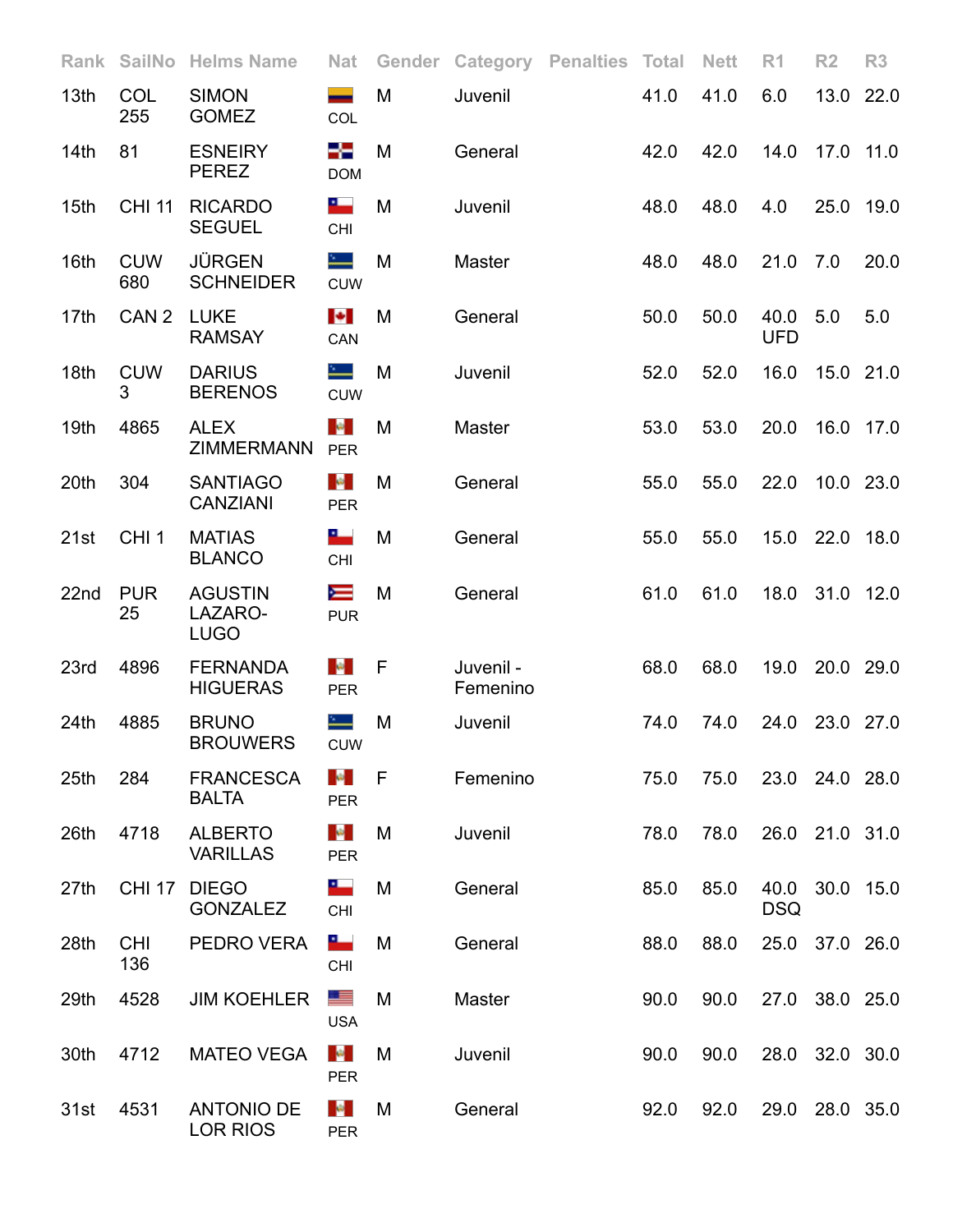| Rank | SailNo | Helms Name | Nat | Gender | Category | Penalties | Total | Nett | R1 | R2 | R3 |
|---|---|---|---|---|---|---|---|---|---|---|---|
| 13th | COL 255 | SIMON GOMEZ | COL | M | Juvenil | | 41.0 | 41.0 | 6.0 | 13.0 | 22.0 |
| 14th | 81 | ESNEIRY PEREZ | DOM | M | General | | 42.0 | 42.0 | 14.0 | 17.0 | 11.0 |
| 15th | CHI 11 | RICARDO SEGUEL | CHI | M | Juvenil | | 48.0 | 48.0 | 4.0 | 25.0 | 19.0 |
| 16th | CUW 680 | JÜRGEN SCHNEIDER | CUW | M | Master | | 48.0 | 48.0 | 21.0 | 7.0 | 20.0 |
| 17th | CAN 2 | LUKE RAMSAY | CAN | M | General | | 50.0 | 50.0 | 40.0 UFD | 5.0 | 5.0 |
| 18th | CUW 3 | DARIUS BERENOS | CUW | M | Juvenil | | 52.0 | 52.0 | 16.0 | 15.0 | 21.0 |
| 19th | 4865 | ALEX ZIMMERMANN | PER | M | Master | | 53.0 | 53.0 | 20.0 | 16.0 | 17.0 |
| 20th | 304 | SANTIAGO CANZIANI | PER | M | General | | 55.0 | 55.0 | 22.0 | 10.0 | 23.0 |
| 21st | CHI 1 | MATIAS BLANCO | CHI | M | General | | 55.0 | 55.0 | 15.0 | 22.0 | 18.0 |
| 22nd | PUR 25 | AGUSTIN LAZARO-LUGO | PUR | M | General | | 61.0 | 61.0 | 18.0 | 31.0 | 12.0 |
| 23rd | 4896 | FERNANDA HIGUERAS | PER | F | Juvenil - Femenino | | 68.0 | 68.0 | 19.0 | 20.0 | 29.0 |
| 24th | 4885 | BRUNO BROUWERS | CUW | M | Juvenil | | 74.0 | 74.0 | 24.0 | 23.0 | 27.0 |
| 25th | 284 | FRANCESCA BALTA | PER | F | Femenino | | 75.0 | 75.0 | 23.0 | 24.0 | 28.0 |
| 26th | 4718 | ALBERTO VARILLAS | PER | M | Juvenil | | 78.0 | 78.0 | 26.0 | 21.0 | 31.0 |
| 27th | CHI 17 | DIEGO GONZALEZ | CHI | M | General | | 85.0 | 85.0 | 40.0 DSQ | 30.0 | 15.0 |
| 28th | CHI 136 | PEDRO VERA | CHI | M | General | | 88.0 | 88.0 | 25.0 | 37.0 | 26.0 |
| 29th | 4528 | JIM KOEHLER | USA | M | Master | | 90.0 | 90.0 | 27.0 | 38.0 | 25.0 |
| 30th | 4712 | MATEO VEGA | PER | M | Juvenil | | 90.0 | 90.0 | 28.0 | 32.0 | 30.0 |
| 31st | 4531 | ANTONIO DE LOR RIOS | PER | M | General | | 92.0 | 92.0 | 29.0 | 28.0 | 35.0 |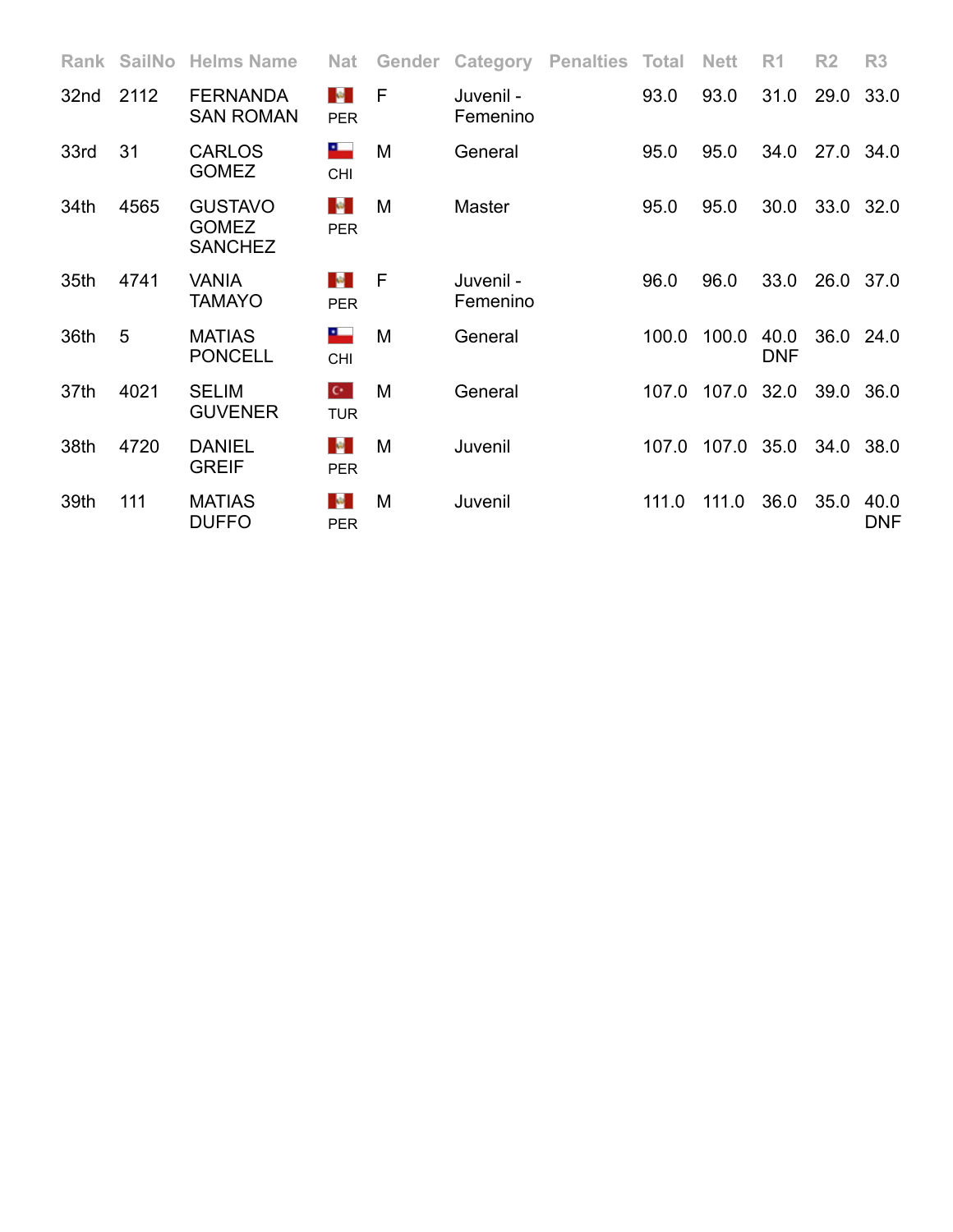| Rank | SailNo | Helms Name | Nat | Gender | Category | Penalties | Total | Nett | R1 | R2 | R3 |
|---|---|---|---|---|---|---|---|---|---|---|---|
| 32nd | 2112 | FERNANDA SAN ROMAN | PER | F | Juvenil - Femenino | | 93.0 | 93.0 | 31.0 | 29.0 | 33.0 |
| 33rd | 31 | CARLOS GOMEZ | CHI | M | General | | 95.0 | 95.0 | 34.0 | 27.0 | 34.0 |
| 34th | 4565 | GUSTAVO GOMEZ SANCHEZ | PER | M | Master | | 95.0 | 95.0 | 30.0 | 33.0 | 32.0 |
| 35th | 4741 | VANIA TAMAYO | PER | F | Juvenil - Femenino | | 96.0 | 96.0 | 33.0 | 26.0 | 37.0 |
| 36th | 5 | MATIAS PONCELL | CHI | M | General | | 100.0 | 100.0 | 40.0 DNF | 36.0 | 24.0 |
| 37th | 4021 | SELIM GUVENER | TUR | M | General | | 107.0 | 107.0 | 32.0 | 39.0 | 36.0 |
| 38th | 4720 | DANIEL GREIF | PER | M | Juvenil | | 107.0 | 107.0 | 35.0 | 34.0 | 38.0 |
| 39th | 111 | MATIAS DUFFO | PER | M | Juvenil | | 111.0 | 111.0 | 36.0 | 35.0 | 40.0 DNF |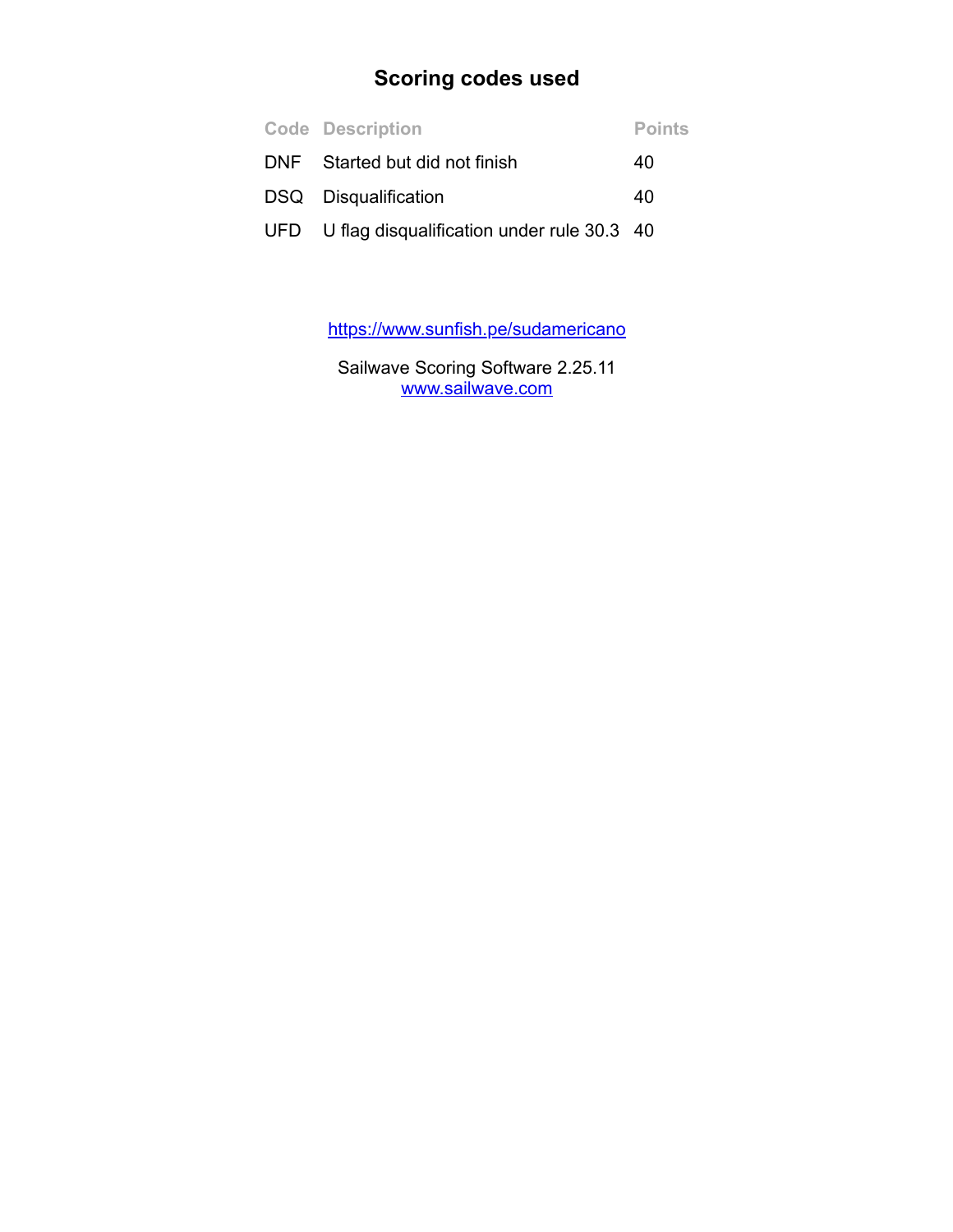## Scoring codes used

| Code | Description | Points |
|---|---|---|
| DNF | Started but did not finish | 40 |
| DSQ | Disqualification | 40 |
| UFD | U flag disqualification under rule 30.3 | 40 |

https://www.sunfish.pe/sudamericano

Sailwave Scoring Software 2.25.11
www.sailwave.com